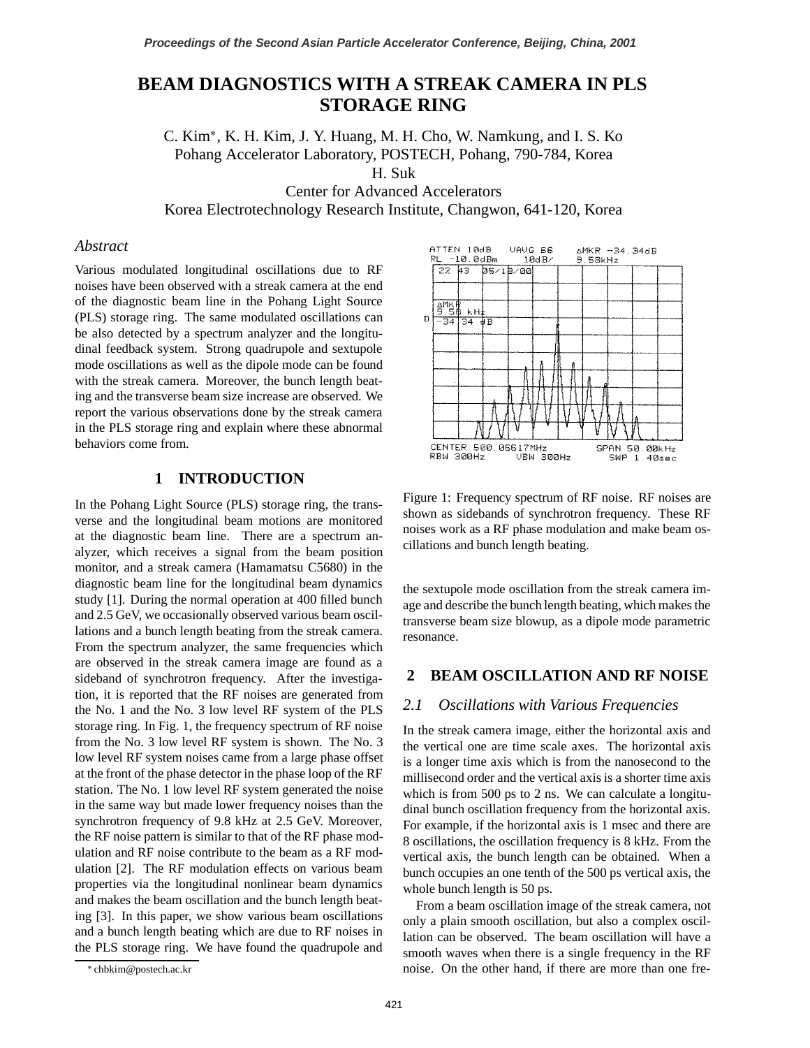# BEAM DIAGNOSTICS WITH A STREAK CAMERA IN PLS STORAGE RING

C. Kim*, K. H. Kim, J. Y. Huang, M. H. Cho, W. Namkung, and I. S. Ko
Pohang Accelerator Laboratory, POSTECH, Pohang, 790-784, Korea
H. Suk
Center for Advanced Accelerators
Korea Electrotechnology Research Institute, Changwon, 641-120, Korea

## *Abstract*

Various modulated longitudinal oscillations due to RF noises have been observed with a streak camera at the end of the diagnostic beam line in the Pohang Light Source (PLS) storage ring. The same modulated oscillations can be also detected by a spectrum analyzer and the longitudinal feedback system. Strong quadrupole and sextupole mode oscillations as well as the dipole mode can be found with the streak camera. Moreover, the bunch length beating and the transverse beam size increase are observed. We report the various observations done by the streak camera in the PLS storage ring and explain where these abnormal behaviors come from.

## 1 INTRODUCTION

In the Pohang Light Source (PLS) storage ring, the transverse and the longitudinal beam motions are monitored at the diagnostic beam line. There are a spectrum analyzer, which receives a signal from the beam position monitor, and a streak camera (Hamamatsu C5680) in the diagnostic beam line for the longitudinal beam dynamics study [1]. During the normal operation at 400 filled bunch and 2.5 GeV, we occasionally observed various beam oscillations and a bunch length beating from the streak camera. From the spectrum analyzer, the same frequencies which are observed in the streak camera image are found as a sideband of synchrotron frequency. After the investigation, it is reported that the RF noises are generated from the No. 1 and the No. 3 low level RF system of the PLS storage ring. In Fig. 1, the frequency spectrum of RF noise from the No. 3 low level RF system is shown. The No. 3 low level RF system noises came from a large phase offset at the front of the phase detector in the phase loop of the RF station. The No. 1 low level RF system generated the noise in the same way but made lower frequency noises than the synchrotron frequency of 9.8 kHz at 2.5 GeV. Moreover, the RF noise pattern is similar to that of the RF phase modulation and RF noise contribute to the beam as a RF modulation [2]. The RF modulation effects on various beam properties via the longitudinal nonlinear beam dynamics and makes the beam oscillation and the bunch length beating [3]. In this paper, we show various beam oscillations and a bunch length beating which are due to RF noises in the PLS storage ring. We have found the quadrupole and the sextupole mode oscillation from the streak camera image and describe the bunch length beating, which makes the transverse beam size blowup, as a dipole mode parametric resonance.

Figure 1: Frequency spectrum of RF noise. RF noises are shown as sidebands of synchrotron frequency. These RF noises work as a RF phase modulation and make beam oscillations and bunch length beating.

## 2 BEAM OSCILLATION AND RF NOISE

### *2.1 Oscillations with Various Frequencies*

In the streak camera image, either the horizontal axis and the vertical one are time scale axes. The horizontal axis is a longer time axis which is from the nanosecond to the millisecond order and the vertical axis is a shorter time axis which is from 500 ps to 2 ns. We can calculate a longitudinal bunch oscillation frequency from the horizontal axis. For example, if the horizontal axis is 1 msec and there are 8 oscillations, the oscillation frequency is 8 kHz. From the vertical axis, the bunch length can be obtained. When a bunch occupies an one tenth of the 500 ps vertical axis, the whole bunch length is 50 ps.

From a beam oscillation image of the streak camera, not only a plain smooth oscillation, but also a complex oscillation can be observed. The beam oscillation will have a smooth waves when there is a single frequency in the RF noise. On the other hand, if there are more than one fre-

*chbkim@postech.ac.kr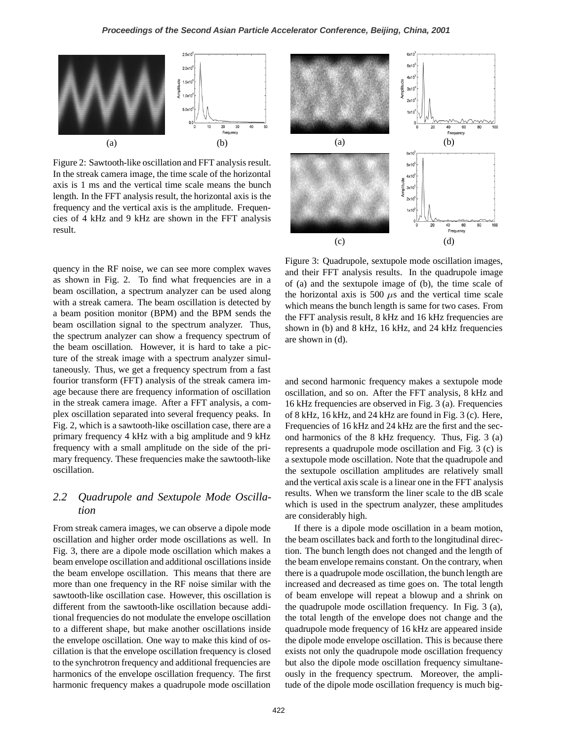Figure 2: Sawtooth-like oscillation and FFT analysis result. In the streak camera image, the time scale of the horizontal axis is 1 ms and the vertical time scale means the bunch length. In the FFT analysis result, the horizontal axis is the frequency and the vertical axis is the amplitude. Frequencies of 4 kHz and 9 kHz are shown in the FFT analysis result.

quency in the RF noise, we can see more complex waves as shown in Fig. 2. To find what frequencies are in a beam oscillation, a spectrum analyzer can be used along with a streak camera. The beam oscillation is detected by a beam position monitor (BPM) and the BPM sends the beam oscillation signal to the spectrum analyzer. Thus, the spectrum analyzer can show a frequency spectrum of the beam oscillation. However, it is hard to take a picture of the streak image with a spectrum analyzer simultaneously. Thus, we get a frequency spectrum from a fast fourior transform (FFT) analysis of the streak camera image because there are frequency information of oscillation in the streak camera image. After a FFT analysis, a complex oscillation separated into several frequency peaks. In Fig. 2, which is a sawtooth-like oscillation case, there are a primary frequency 4 kHz with a big amplitude and 9 kHz frequency with a small amplitude on the side of the primary frequency. These frequencies make the sawtooth-like oscillation.

## 2.2 *Quadrupole and Sextupole Mode Oscillation*

From streak camera images, we can observe a dipole mode oscillation and higher order mode oscillations as well. In Fig. 3, there are a dipole mode oscillation which makes a beam envelope oscillation and additional oscillations inside the beam envelope oscillation. This means that there are more than one frequency in the RF noise similar with the sawtooth-like oscillation case. However, this oscillation is different from the sawtooth-like oscillation because additional frequencies do not modulate the envelope oscillation to a different shape, but make another oscillations inside the envelope oscillation. One way to make this kind of oscillation is that the envelope oscillation frequency is closed to the synchrotron frequency and additional frequencies are harmonics of the envelope oscillation frequency. The first harmonic frequency makes a quadrupole mode oscillation and second harmonic frequency makes a sextupole mode oscillation, and so on. After the FFT analysis, 8 kHz and 16 kHz frequencies are observed in Fig. 3 (a). Frequencies of 8 kHz, 16 kHz, and 24 kHz are found in Fig. 3 (c). Here, Frequencies of 16 kHz and 24 kHz are the first and the second harmonics of the 8 kHz frequency. Thus, Fig. 3 (a) represents a quadrupole mode oscillation and Fig. 3 (c) is a sextupole mode oscillation. Note that the quadrupole and the sextupole oscillation amplitudes are relatively small and the vertical axis scale is a linear one in the FFT analysis results. When we transform the liner scale to the dB scale which is used in the spectrum analyzer, these amplitudes are considerably high.

Figure 3: Quadrupole, sextupole mode oscillation images, and their FFT analysis results. In the quadrupole image of (a) and the sextupole image of (b), the time scale of the horizontal axis is 500 $\mu$s and the vertical time scale which means the bunch length is same for two cases. From the FFT analysis result, 8 kHz and 16 kHz frequencies are shown in (b) and 8 kHz, 16 kHz, and 24 kHz frequencies are shown in (d).

If there is a dipole mode oscillation in a beam motion, the beam oscillates back and forth to the longitudinal direction. The bunch length does not changed and the length of the beam envelope remains constant. On the contrary, when there is a quadrupole mode oscillation, the bunch length are increased and decreased as time goes on. The total length of beam envelope will repeat a blowup and a shrink on the quadrupole mode oscillation frequency. In Fig. 3 (a), the total length of the envelope does not change and the quadrupole mode frequency of 16 kHz are appeared inside the dipole mode envelope oscillation. This is because there exists not only the quadrupole mode oscillation frequency but also the dipole mode oscillation frequency simultaneously in the frequency spectrum. Moreover, the amplitude of the dipole mode oscillation frequency is much big-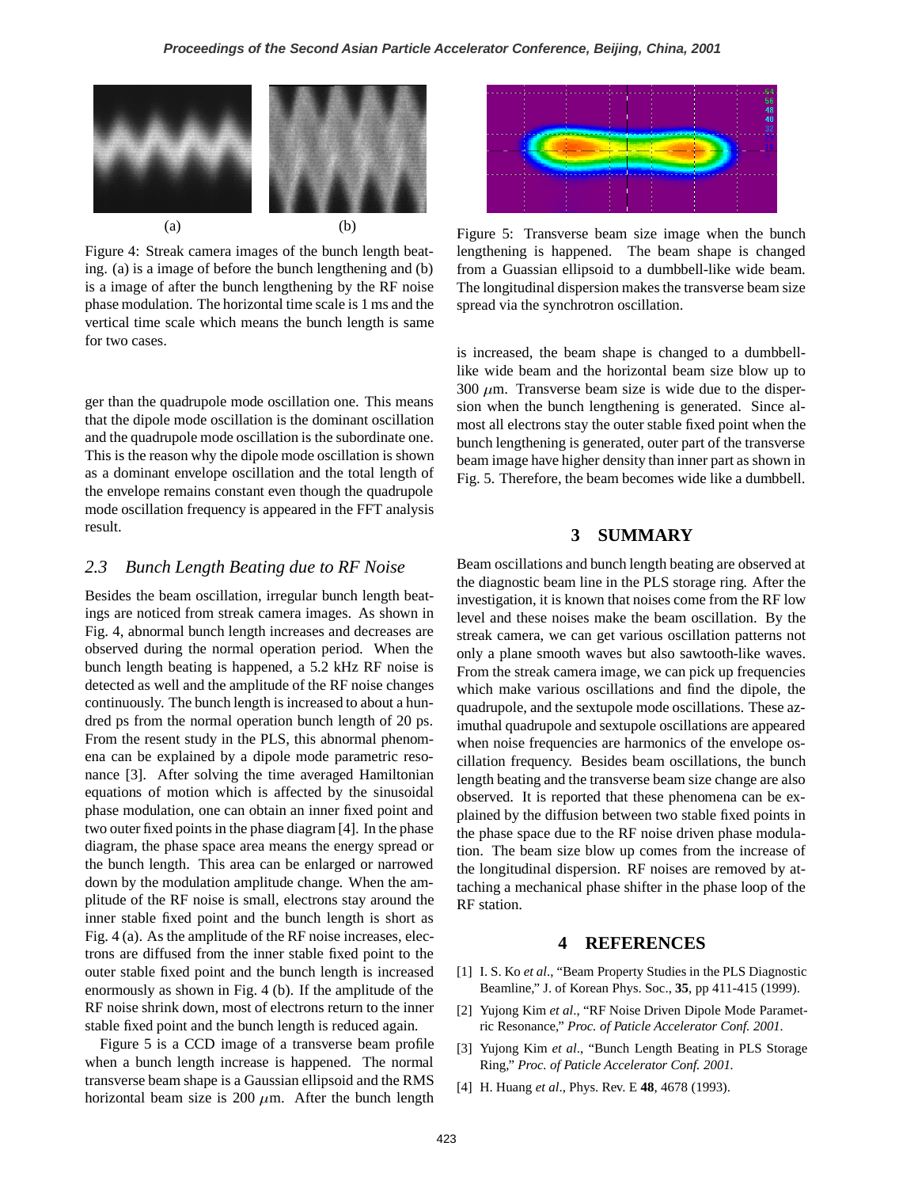(a) (b)

Figure 4: Streak camera images of the bunch length beating. (a) is a image of before the bunch lengthening and (b) is a image of after the bunch lengthening by the RF noise phase modulation. The horizontal time scale is 1 ms and the vertical time scale which means the bunch length is same for two cases.

ger than the quadrupole mode oscillation one. This means that the dipole mode oscillation is the dominant oscillation and the quadrupole mode oscillation is the subordinate one. This is the reason why the dipole mode oscillation is shown as a dominant envelope oscillation and the total length of the envelope remains constant even though the quadrupole mode oscillation frequency is appeared in the FFT analysis result.

### 2.3 Bunch Length Beating due to RF Noise

Besides the beam oscillation, irregular bunch length beatings are noticed from streak camera images. As shown in Fig. 4, abnormal bunch length increases and decreases are observed during the normal operation period. When the bunch length beating is happened, a 5.2 kHz RF noise is detected as well and the amplitude of the RF noise changes continuously. The bunch length is increased to about a hundred ps from the normal operation bunch length of 20 ps. From the resent study in the PLS, this abnormal phenomena can be explained by a dipole mode parametric resonance [3]. After solving the time averaged Hamiltonian equations of motion which is affected by the sinusoidal phase modulation, one can obtain an inner fixed point and two outer fixed points in the phase diagram [4]. In the phase diagram, the phase space area means the energy spread or the bunch length. This area can be enlarged or narrowed down by the modulation amplitude change. When the amplitude of the RF noise is small, electrons stay around the inner stable fixed point and the bunch length is short as Fig. 4 (a). As the amplitude of the RF noise increases, electrons are diffused from the inner stable fixed point to the outer stable fixed point and the bunch length is increased enormously as shown in Fig. 4 (b). If the amplitude of the RF noise shrink down, most of electrons return to the inner stable fixed point and the bunch length is reduced again.

Figure 5 is a CCD image of a transverse beam profile when a bunch length increase is happened. The normal transverse beam shape is a Gaussian ellipsoid and the RMS horizontal beam size is 200 $\mu$m. After the bunch length is increased, the beam shape is changed to a dumbbell-like wide beam and the horizontal beam size blow up to 300 $\mu$m. Transverse beam size is wide due to the dispersion when the bunch lengthening is generated. Since almost all electrons stay the outer stable fixed point when the bunch lengthening is generated, outer part of the transverse beam image have higher density than inner part as shown in Fig. 5. Therefore, the beam becomes wide like a dumbbell.

Figure 5: Transverse beam size image when the bunch lengthening is happened. The beam shape is changed from a Guassian ellipsoid to a dumbbell-like wide beam. The longitudinal dispersion makes the transverse beam size spread via the synchrotron oscillation.

## 3 SUMMARY

Beam oscillations and bunch length beating are observed at the diagnostic beam line in the PLS storage ring. After the investigation, it is known that noises come from the RF low level and these noises make the beam oscillation. By the streak camera, we can get various oscillation patterns not only a plane smooth waves but also sawtooth-like waves. From the streak camera image, we can pick up frequencies which make various oscillations and find the dipole, the quadrupole, and the sextupole mode oscillations. These azimuthal quadrupole and sextupole oscillations are appeared when noise frequencies are harmonics of the envelope oscillation frequency. Besides beam oscillations, the bunch length beating and the transverse beam size change are also observed. It is reported that these phenomena can be explained by the diffusion between two stable fixed points in the phase space due to the RF noise driven phase modulation. The beam size blow up comes from the increase of the longitudinal dispersion. RF noises are removed by attaching a mechanical phase shifter in the phase loop of the RF station.

## 4 REFERENCES

[1] I. S. Ko *et al*., "Beam Property Studies in the PLS Diagnostic Beamline," J. of Korean Phys. Soc., **35**, pp 411-415 (1999).

[2] Yujong Kim *et al*., "RF Noise Driven Dipole Mode Parametric Resonance," *Proc. of Paticle Accelerator Conf. 2001.*

[3] Yujong Kim *et al*., "Bunch Length Beating in PLS Storage Ring," *Proc. of Paticle Accelerator Conf. 2001.*

[4] H. Huang *et al*., Phys. Rev. E **48**, 4678 (1993).